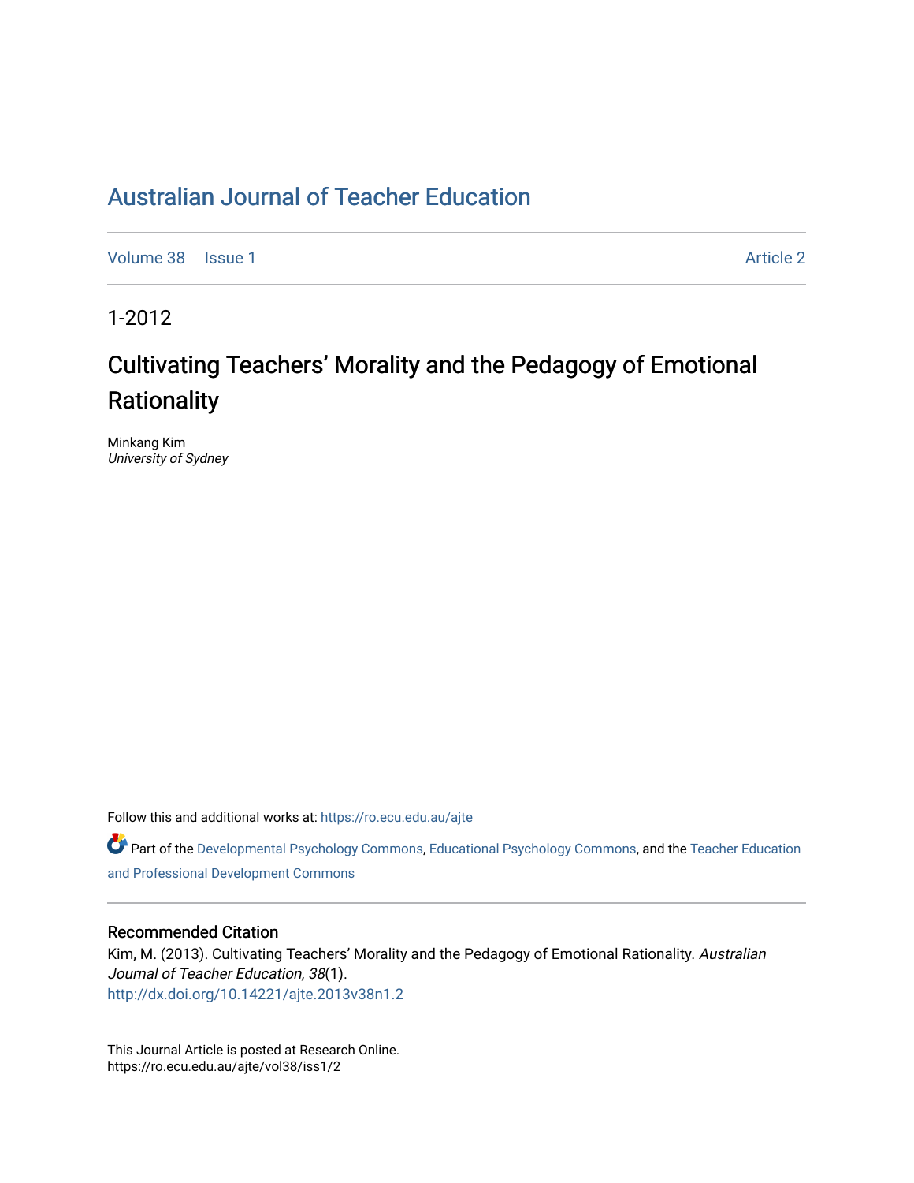# Australian Journal of Teacher Education

Volume 38 | Issue 1 Article 2

1-2012

## Cultivating Teachers' Morality and the Pedagogy of Emotional Rationality

Minkang Kim
*University of Sydney*

Follow this and additional works at: https://ro.ecu.edu.au/ajte

Part of the Developmental Psychology Commons, Educational Psychology Commons, and the Teacher Education and Professional Development Commons

### Recommended Citation

Kim, M. (2013). Cultivating Teachers' Morality and the Pedagogy of Emotional Rationality. *Australian Journal of Teacher Education, 38*(1).
http://dx.doi.org/10.14221/ajte.2013v38n1.2

This Journal Article is posted at Research Online.
https://ro.ecu.edu.au/ajte/vol38/iss1/2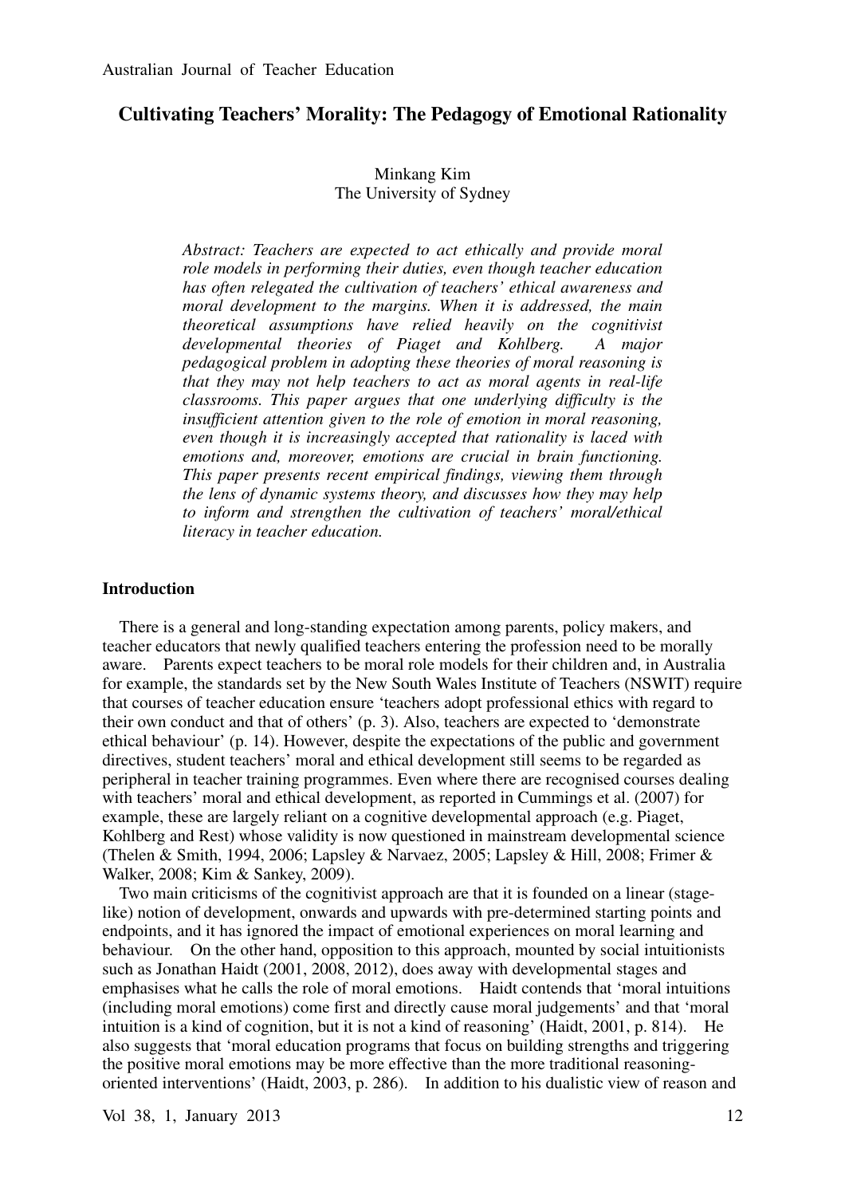# Cultivating Teachers' Morality: The Pedagogy of Emotional Rationality

Minkang Kim  
The University of Sydney

*Abstract: Teachers are expected to act ethically and provide moral role models in performing their duties, even though teacher education has often relegated the cultivation of teachers' ethical awareness and moral development to the margins. When it is addressed, the main theoretical assumptions have relied heavily on the cognitivist developmental theories of Piaget and Kohlberg. A major pedagogical problem in adopting these theories of moral reasoning is that they may not help teachers to act as moral agents in real-life classrooms. This paper argues that one underlying difficulty is the insufficient attention given to the role of emotion in moral reasoning, even though it is increasingly accepted that rationality is laced with emotions and, moreover, emotions are crucial in brain functioning. This paper presents recent empirical findings, viewing them through the lens of dynamic systems theory, and discusses how they may help to inform and strengthen the cultivation of teachers' moral/ethical literacy in teacher education.*

## Introduction

There is a general and long-standing expectation among parents, policy makers, and teacher educators that newly qualified teachers entering the profession need to be morally aware. Parents expect teachers to be moral role models for their children and, in Australia for example, the standards set by the New South Wales Institute of Teachers (NSWIT) require that courses of teacher education ensure 'teachers adopt professional ethics with regard to their own conduct and that of others' (p. 3). Also, teachers are expected to 'demonstrate ethical behaviour' (p. 14). However, despite the expectations of the public and government directives, student teachers' moral and ethical development still seems to be regarded as peripheral in teacher training programmes. Even where there are recognised courses dealing with teachers' moral and ethical development, as reported in Cummings et al. (2007) for example, these are largely reliant on a cognitive developmental approach (e.g. Piaget, Kohlberg and Rest) whose validity is now questioned in mainstream developmental science (Thelen & Smith, 1994, 2006; Lapsley & Narvaez, 2005; Lapsley & Hill, 2008; Frimer & Walker, 2008; Kim & Sankey, 2009).

Two main criticisms of the cognitivist approach are that it is founded on a linear (stage-like) notion of development, onwards and upwards with pre-determined starting points and endpoints, and it has ignored the impact of emotional experiences on moral learning and behaviour. On the other hand, opposition to this approach, mounted by social intuitionists such as Jonathan Haidt (2001, 2008, 2012), does away with developmental stages and emphasises what he calls the role of moral emotions. Haidt contends that 'moral intuitions (including moral emotions) come first and directly cause moral judgements' and that 'moral intuition is a kind of cognition, but it is not a kind of reasoning' (Haidt, 2001, p. 814). He also suggests that 'moral education programs that focus on building strengths and triggering the positive moral emotions may be more effective than the more traditional reasoning-oriented interventions' (Haidt, 2003, p. 286). In addition to his dualistic view of reason and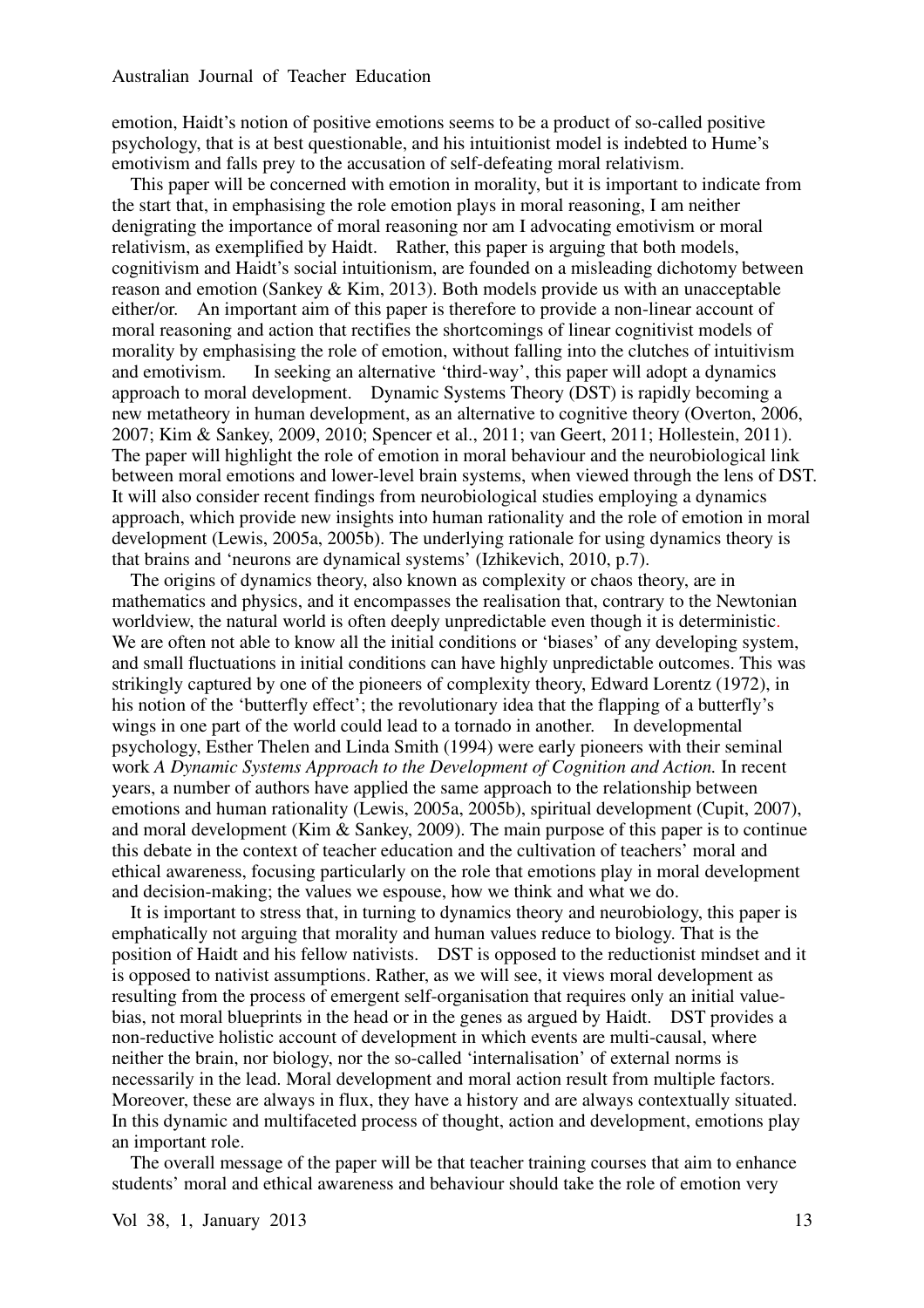emotion, Haidt's notion of positive emotions seems to be a product of so-called positive psychology, that is at best questionable, and his intuitionist model is indebted to Hume's emotivism and falls prey to the accusation of self-defeating moral relativism.

This paper will be concerned with emotion in morality, but it is important to indicate from the start that, in emphasising the role emotion plays in moral reasoning, I am neither denigrating the importance of moral reasoning nor am I advocating emotivism or moral relativism, as exemplified by Haidt. Rather, this paper is arguing that both models, cognitivism and Haidt's social intuitionism, are founded on a misleading dichotomy between reason and emotion (Sankey & Kim, 2013). Both models provide us with an unacceptable either/or. An important aim of this paper is therefore to provide a non-linear account of moral reasoning and action that rectifies the shortcomings of linear cognitivist models of morality by emphasising the role of emotion, without falling into the clutches of intuitivism and emotivism. In seeking an alternative 'third-way', this paper will adopt a dynamics approach to moral development. Dynamic Systems Theory (DST) is rapidly becoming a new metatheory in human development, as an alternative to cognitive theory (Overton, 2006, 2007; Kim & Sankey, 2009, 2010; Spencer et al., 2011; van Geert, 2011; Hollestein, 2011). The paper will highlight the role of emotion in moral behaviour and the neurobiological link between moral emotions and lower-level brain systems, when viewed through the lens of DST. It will also consider recent findings from neurobiological studies employing a dynamics approach, which provide new insights into human rationality and the role of emotion in moral development (Lewis, 2005a, 2005b). The underlying rationale for using dynamics theory is that brains and 'neurons are dynamical systems' (Izhikevich, 2010, p.7).

The origins of dynamics theory, also known as complexity or chaos theory, are in mathematics and physics, and it encompasses the realisation that, contrary to the Newtonian worldview, the natural world is often deeply unpredictable even though it is deterministic. We are often not able to know all the initial conditions or 'biases' of any developing system, and small fluctuations in initial conditions can have highly unpredictable outcomes. This was strikingly captured by one of the pioneers of complexity theory, Edward Lorentz (1972), in his notion of the 'butterfly effect'; the revolutionary idea that the flapping of a butterfly's wings in one part of the world could lead to a tornado in another. In developmental psychology, Esther Thelen and Linda Smith (1994) were early pioneers with their seminal work *A Dynamic Systems Approach to the Development of Cognition and Action.* In recent years, a number of authors have applied the same approach to the relationship between emotions and human rationality (Lewis, 2005a, 2005b), spiritual development (Cupit, 2007), and moral development (Kim & Sankey, 2009). The main purpose of this paper is to continue this debate in the context of teacher education and the cultivation of teachers' moral and ethical awareness, focusing particularly on the role that emotions play in moral development and decision-making; the values we espouse, how we think and what we do.

It is important to stress that, in turning to dynamics theory and neurobiology, this paper is emphatically not arguing that morality and human values reduce to biology. That is the position of Haidt and his fellow nativists. DST is opposed to the reductionist mindset and it is opposed to nativist assumptions. Rather, as we will see, it views moral development as resulting from the process of emergent self-organisation that requires only an initial value-bias, not moral blueprints in the head or in the genes as argued by Haidt. DST provides a non-reductive holistic account of development in which events are multi-causal, where neither the brain, nor biology, nor the so-called 'internalisation' of external norms is necessarily in the lead. Moral development and moral action result from multiple factors. Moreover, these are always in flux, they have a history and are always contextually situated. In this dynamic and multifaceted process of thought, action and development, emotions play an important role.

The overall message of the paper will be that teacher training courses that aim to enhance students' moral and ethical awareness and behaviour should take the role of emotion very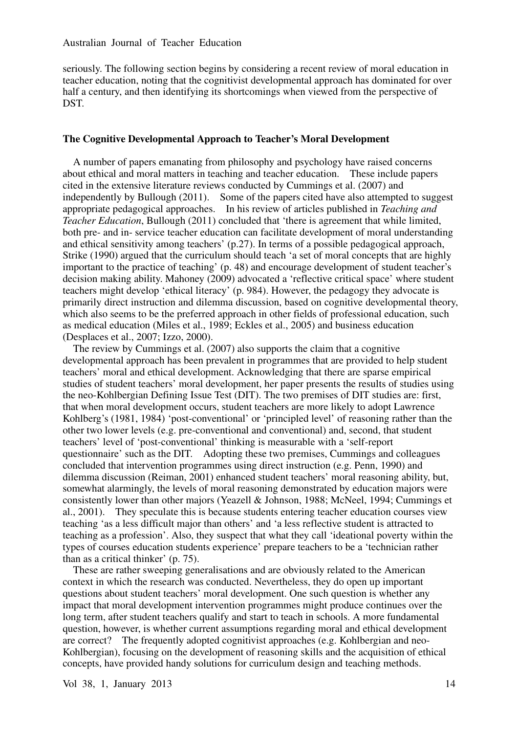seriously. The following section begins by considering a recent review of moral education in teacher education, noting that the cognitivist developmental approach has dominated for over half a century, and then identifying its shortcomings when viewed from the perspective of DST.

### The Cognitive Developmental Approach to Teacher's Moral Development

A number of papers emanating from philosophy and psychology have raised concerns about ethical and moral matters in teaching and teacher education. These include papers cited in the extensive literature reviews conducted by Cummings et al. (2007) and independently by Bullough (2011). Some of the papers cited have also attempted to suggest appropriate pedagogical approaches. In his review of articles published in *Teaching and Teacher Education*, Bullough (2011) concluded that 'there is agreement that while limited, both pre- and in- service teacher education can facilitate development of moral understanding and ethical sensitivity among teachers' (p.27). In terms of a possible pedagogical approach, Strike (1990) argued that the curriculum should teach 'a set of moral concepts that are highly important to the practice of teaching' (p. 48) and encourage development of student teacher's decision making ability. Mahoney (2009) advocated a 'reflective critical space' where student teachers might develop 'ethical literacy' (p. 984). However, the pedagogy they advocate is primarily direct instruction and dilemma discussion, based on cognitive developmental theory, which also seems to be the preferred approach in other fields of professional education, such as medical education (Miles et al., 1989; Eckles et al., 2005) and business education (Desplaces et al., 2007; Izzo, 2000).

The review by Cummings et al. (2007) also supports the claim that a cognitive developmental approach has been prevalent in programmes that are provided to help student teachers' moral and ethical development. Acknowledging that there are sparse empirical studies of student teachers' moral development, her paper presents the results of studies using the neo-Kohlbergian Defining Issue Test (DIT). The two premises of DIT studies are: first, that when moral development occurs, student teachers are more likely to adopt Lawrence Kohlberg's (1981, 1984) 'post-conventional' or 'principled level' of reasoning rather than the other two lower levels (e.g. pre-conventional and conventional) and, second, that student teachers' level of 'post-conventional' thinking is measurable with a 'self-report questionnaire' such as the DIT. Adopting these two premises, Cummings and colleagues concluded that intervention programmes using direct instruction (e.g. Penn, 1990) and dilemma discussion (Reiman, 2001) enhanced student teachers' moral reasoning ability, but, somewhat alarmingly, the levels of moral reasoning demonstrated by education majors were consistently lower than other majors (Yeazell & Johnson, 1988; McNeel, 1994; Cummings et al., 2001). They speculate this is because students entering teacher education courses view teaching 'as a less difficult major than others' and 'a less reflective student is attracted to teaching as a profession'. Also, they suspect that what they call 'ideational poverty within the types of courses education students experience' prepare teachers to be a 'technician rather than as a critical thinker' (p. 75).

These are rather sweeping generalisations and are obviously related to the American context in which the research was conducted. Nevertheless, they do open up important questions about student teachers' moral development. One such question is whether any impact that moral development intervention programmes might produce continues over the long term, after student teachers qualify and start to teach in schools. A more fundamental question, however, is whether current assumptions regarding moral and ethical development are correct? The frequently adopted cognitivist approaches (e.g. Kohlbergian and neo-Kohlbergian), focusing on the development of reasoning skills and the acquisition of ethical concepts, have provided handy solutions for curriculum design and teaching methods.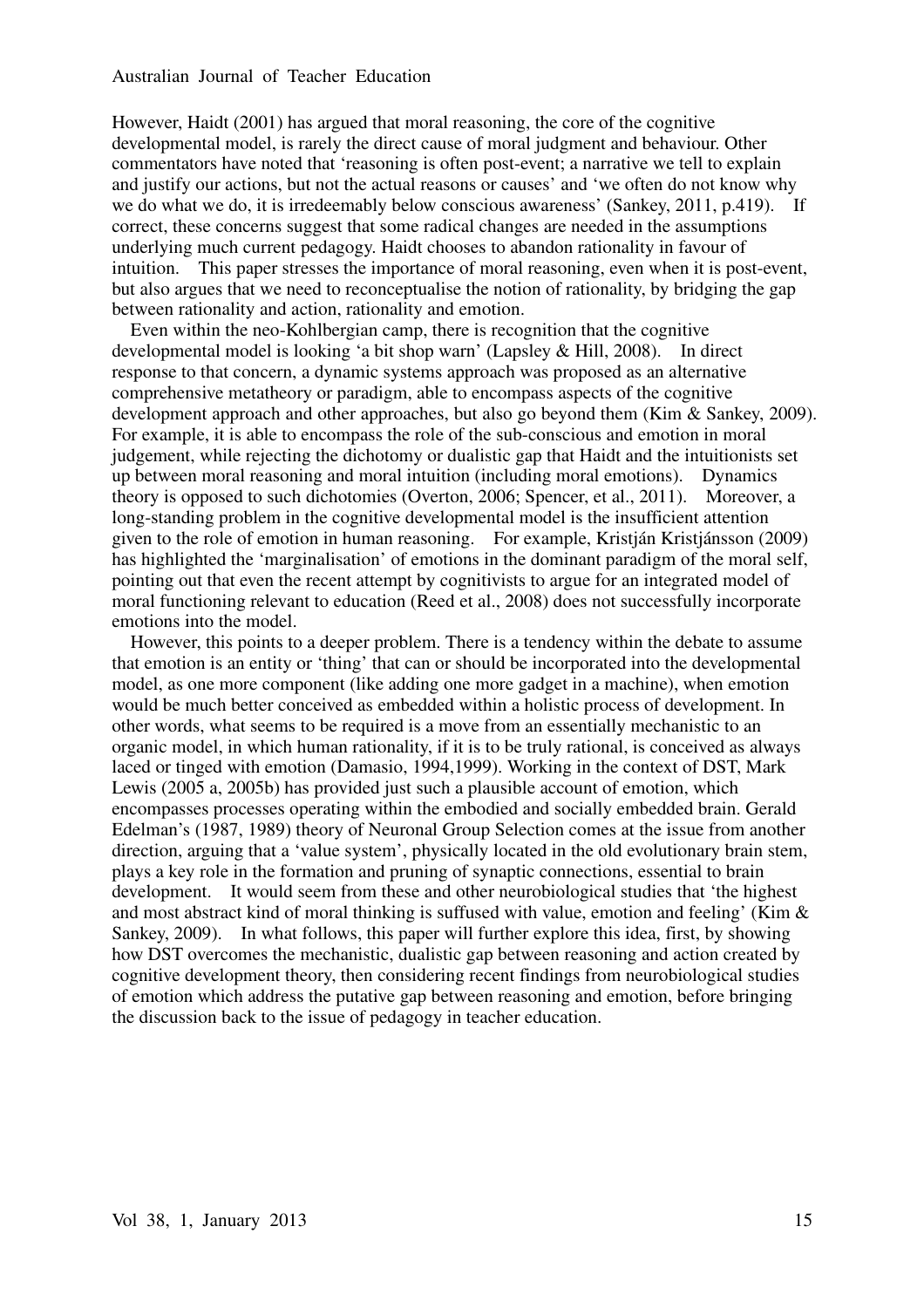However, Haidt (2001) has argued that moral reasoning, the core of the cognitive developmental model, is rarely the direct cause of moral judgment and behaviour. Other commentators have noted that 'reasoning is often post-event; a narrative we tell to explain and justify our actions, but not the actual reasons or causes' and 'we often do not know why we do what we do, it is irredeemably below conscious awareness' (Sankey, 2011, p.419). If correct, these concerns suggest that some radical changes are needed in the assumptions underlying much current pedagogy. Haidt chooses to abandon rationality in favour of intuition. This paper stresses the importance of moral reasoning, even when it is post-event, but also argues that we need to reconceptualise the notion of rationality, by bridging the gap between rationality and action, rationality and emotion.

Even within the neo-Kohlbergian camp, there is recognition that the cognitive developmental model is looking 'a bit shop warn' (Lapsley & Hill, 2008). In direct response to that concern, a dynamic systems approach was proposed as an alternative comprehensive metatheory or paradigm, able to encompass aspects of the cognitive development approach and other approaches, but also go beyond them (Kim & Sankey, 2009). For example, it is able to encompass the role of the sub-conscious and emotion in moral judgement, while rejecting the dichotomy or dualistic gap that Haidt and the intuitionists set up between moral reasoning and moral intuition (including moral emotions). Dynamics theory is opposed to such dichotomies (Overton, 2006; Spencer, et al., 2011). Moreover, a long-standing problem in the cognitive developmental model is the insufficient attention given to the role of emotion in human reasoning. For example, Kristján Kristjánsson (2009) has highlighted the 'marginalisation' of emotions in the dominant paradigm of the moral self, pointing out that even the recent attempt by cognitivists to argue for an integrated model of moral functioning relevant to education (Reed et al., 2008) does not successfully incorporate emotions into the model.

However, this points to a deeper problem. There is a tendency within the debate to assume that emotion is an entity or 'thing' that can or should be incorporated into the developmental model, as one more component (like adding one more gadget in a machine), when emotion would be much better conceived as embedded within a holistic process of development. In other words, what seems to be required is a move from an essentially mechanistic to an organic model, in which human rationality, if it is to be truly rational, is conceived as always laced or tinged with emotion (Damasio, 1994,1999). Working in the context of DST, Mark Lewis (2005 a, 2005b) has provided just such a plausible account of emotion, which encompasses processes operating within the embodied and socially embedded brain. Gerald Edelman's (1987, 1989) theory of Neuronal Group Selection comes at the issue from another direction, arguing that a 'value system', physically located in the old evolutionary brain stem, plays a key role in the formation and pruning of synaptic connections, essential to brain development. It would seem from these and other neurobiological studies that 'the highest and most abstract kind of moral thinking is suffused with value, emotion and feeling' (Kim & Sankey, 2009). In what follows, this paper will further explore this idea, first, by showing how DST overcomes the mechanistic, dualistic gap between reasoning and action created by cognitive development theory, then considering recent findings from neurobiological studies of emotion which address the putative gap between reasoning and emotion, before bringing the discussion back to the issue of pedagogy in teacher education.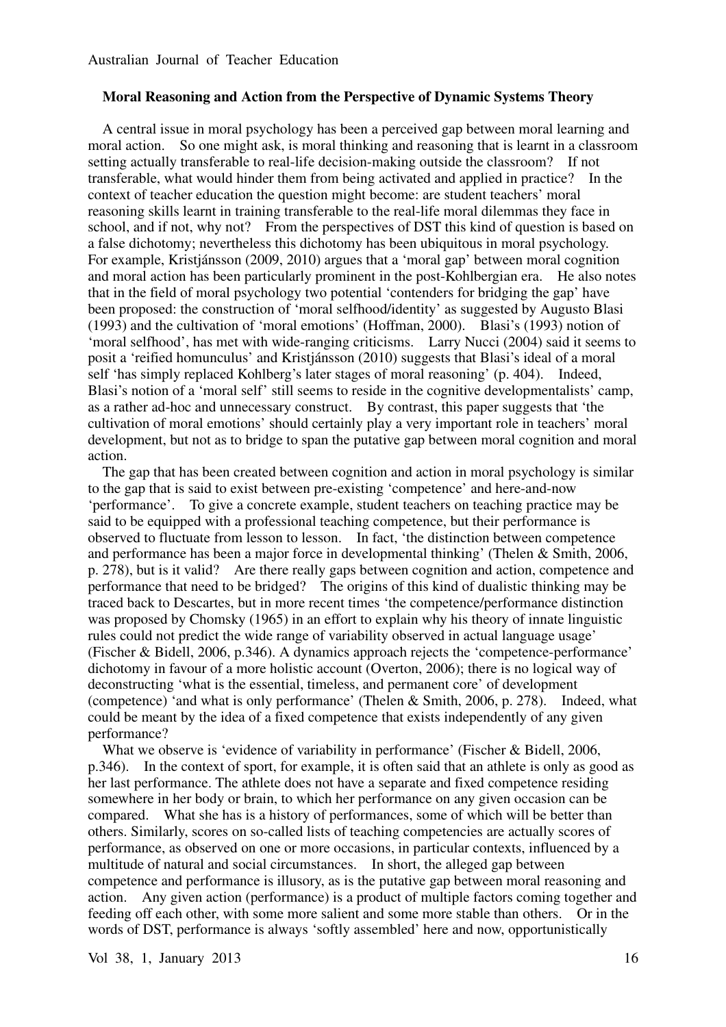### Moral Reasoning and Action from the Perspective of Dynamic Systems Theory

A central issue in moral psychology has been a perceived gap between moral learning and moral action. So one might ask, is moral thinking and reasoning that is learnt in a classroom setting actually transferable to real-life decision-making outside the classroom? If not transferable, what would hinder them from being activated and applied in practice? In the context of teacher education the question might become: are student teachers' moral reasoning skills learnt in training transferable to the real-life moral dilemmas they face in school, and if not, why not? From the perspectives of DST this kind of question is based on a false dichotomy; nevertheless this dichotomy has been ubiquitous in moral psychology. For example, Kristjánsson (2009, 2010) argues that a 'moral gap' between moral cognition and moral action has been particularly prominent in the post-Kohlbergian era. He also notes that in the field of moral psychology two potential 'contenders for bridging the gap' have been proposed: the construction of 'moral selfhood/identity' as suggested by Augusto Blasi (1993) and the cultivation of 'moral emotions' (Hoffman, 2000). Blasi's (1993) notion of 'moral selfhood', has met with wide-ranging criticisms. Larry Nucci (2004) said it seems to posit a 'reified homunculus' and Kristjánsson (2010) suggests that Blasi's ideal of a moral self 'has simply replaced Kohlberg's later stages of moral reasoning' (p. 404). Indeed, Blasi's notion of a 'moral self' still seems to reside in the cognitive developmentalists' camp, as a rather ad-hoc and unnecessary construct. By contrast, this paper suggests that 'the cultivation of moral emotions' should certainly play a very important role in teachers' moral development, but not as to bridge to span the putative gap between moral cognition and moral action.

The gap that has been created between cognition and action in moral psychology is similar to the gap that is said to exist between pre-existing 'competence' and here-and-now 'performance'. To give a concrete example, student teachers on teaching practice may be said to be equipped with a professional teaching competence, but their performance is observed to fluctuate from lesson to lesson. In fact, 'the distinction between competence and performance has been a major force in developmental thinking' (Thelen & Smith, 2006, p. 278), but is it valid? Are there really gaps between cognition and action, competence and performance that need to be bridged? The origins of this kind of dualistic thinking may be traced back to Descartes, but in more recent times 'the competence/performance distinction was proposed by Chomsky (1965) in an effort to explain why his theory of innate linguistic rules could not predict the wide range of variability observed in actual language usage' (Fischer & Bidell, 2006, p.346). A dynamics approach rejects the 'competence-performance' dichotomy in favour of a more holistic account (Overton, 2006); there is no logical way of deconstructing 'what is the essential, timeless, and permanent core' of development (competence) 'and what is only performance' (Thelen & Smith, 2006, p. 278). Indeed, what could be meant by the idea of a fixed competence that exists independently of any given performance?

What we observe is 'evidence of variability in performance' (Fischer & Bidell, 2006, p.346). In the context of sport, for example, it is often said that an athlete is only as good as her last performance. The athlete does not have a separate and fixed competence residing somewhere in her body or brain, to which her performance on any given occasion can be compared. What she has is a history of performances, some of which will be better than others. Similarly, scores on so-called lists of teaching competencies are actually scores of performance, as observed on one or more occasions, in particular contexts, influenced by a multitude of natural and social circumstances. In short, the alleged gap between competence and performance is illusory, as is the putative gap between moral reasoning and action. Any given action (performance) is a product of multiple factors coming together and feeding off each other, with some more salient and some more stable than others. Or in the words of DST, performance is always 'softly assembled' here and now, opportunistically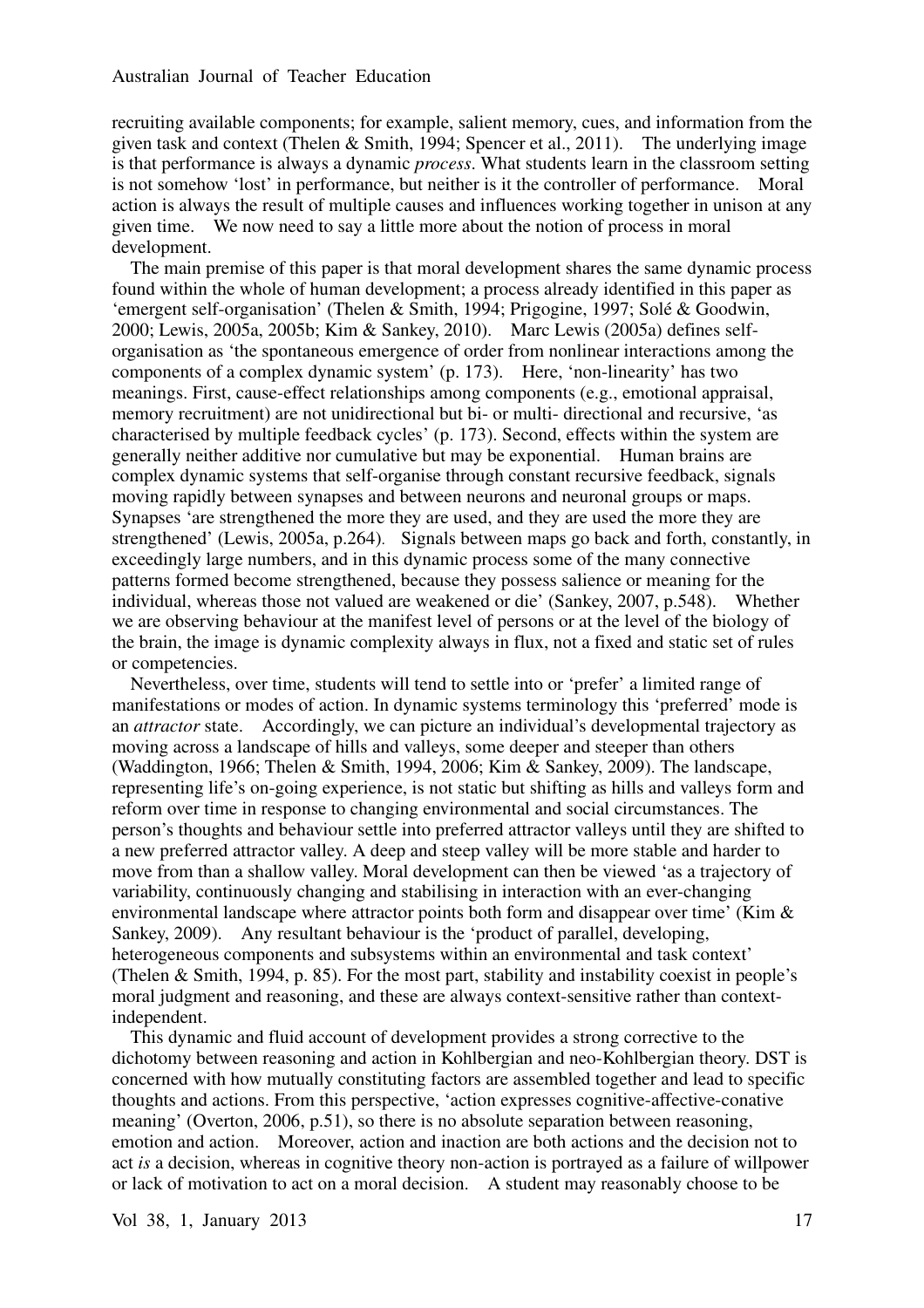recruiting available components; for example, salient memory, cues, and information from the given task and context (Thelen & Smith, 1994; Spencer et al., 2011). The underlying image is that performance is always a dynamic *process*. What students learn in the classroom setting is not somehow 'lost' in performance, but neither is it the controller of performance. Moral action is always the result of multiple causes and influences working together in unison at any given time. We now need to say a little more about the notion of process in moral development.

The main premise of this paper is that moral development shares the same dynamic process found within the whole of human development; a process already identified in this paper as 'emergent self-organisation' (Thelen & Smith, 1994; Prigogine, 1997; Solé & Goodwin, 2000; Lewis, 2005a, 2005b; Kim & Sankey, 2010). Marc Lewis (2005a) defines self-organisation as 'the spontaneous emergence of order from nonlinear interactions among the components of a complex dynamic system' (p. 173). Here, 'non-linearity' has two meanings. First, cause-effect relationships among components (e.g., emotional appraisal, memory recruitment) are not unidirectional but bi- or multi- directional and recursive, 'as characterised by multiple feedback cycles' (p. 173). Second, effects within the system are generally neither additive nor cumulative but may be exponential. Human brains are complex dynamic systems that self-organise through constant recursive feedback, signals moving rapidly between synapses and between neurons and neuronal groups or maps. Synapses 'are strengthened the more they are used, and they are used the more they are strengthened' (Lewis, 2005a, p.264). Signals between maps go back and forth, constantly, in exceedingly large numbers, and in this dynamic process some of the many connective patterns formed become strengthened, because they possess salience or meaning for the individual, whereas those not valued are weakened or die' (Sankey, 2007, p.548). Whether we are observing behaviour at the manifest level of persons or at the level of the biology of the brain, the image is dynamic complexity always in flux, not a fixed and static set of rules or competencies.

Nevertheless, over time, students will tend to settle into or 'prefer' a limited range of manifestations or modes of action. In dynamic systems terminology this 'preferred' mode is an *attractor* state. Accordingly, we can picture an individual's developmental trajectory as moving across a landscape of hills and valleys, some deeper and steeper than others (Waddington, 1966; Thelen & Smith, 1994, 2006; Kim & Sankey, 2009). The landscape, representing life's on-going experience, is not static but shifting as hills and valleys form and reform over time in response to changing environmental and social circumstances. The person's thoughts and behaviour settle into preferred attractor valleys until they are shifted to a new preferred attractor valley. A deep and steep valley will be more stable and harder to move from than a shallow valley. Moral development can then be viewed 'as a trajectory of variability, continuously changing and stabilising in interaction with an ever-changing environmental landscape where attractor points both form and disappear over time' (Kim & Sankey, 2009). Any resultant behaviour is the 'product of parallel, developing, heterogeneous components and subsystems within an environmental and task context' (Thelen & Smith, 1994, p. 85). For the most part, stability and instability coexist in people's moral judgment and reasoning, and these are always context-sensitive rather than context-independent.

This dynamic and fluid account of development provides a strong corrective to the dichotomy between reasoning and action in Kohlbergian and neo-Kohlbergian theory. DST is concerned with how mutually constituting factors are assembled together and lead to specific thoughts and actions. From this perspective, 'action expresses cognitive-affective-conative meaning' (Overton, 2006, p.51), so there is no absolute separation between reasoning, emotion and action. Moreover, action and inaction are both actions and the decision not to act *is* a decision, whereas in cognitive theory non-action is portrayed as a failure of willpower or lack of motivation to act on a moral decision. A student may reasonably choose to be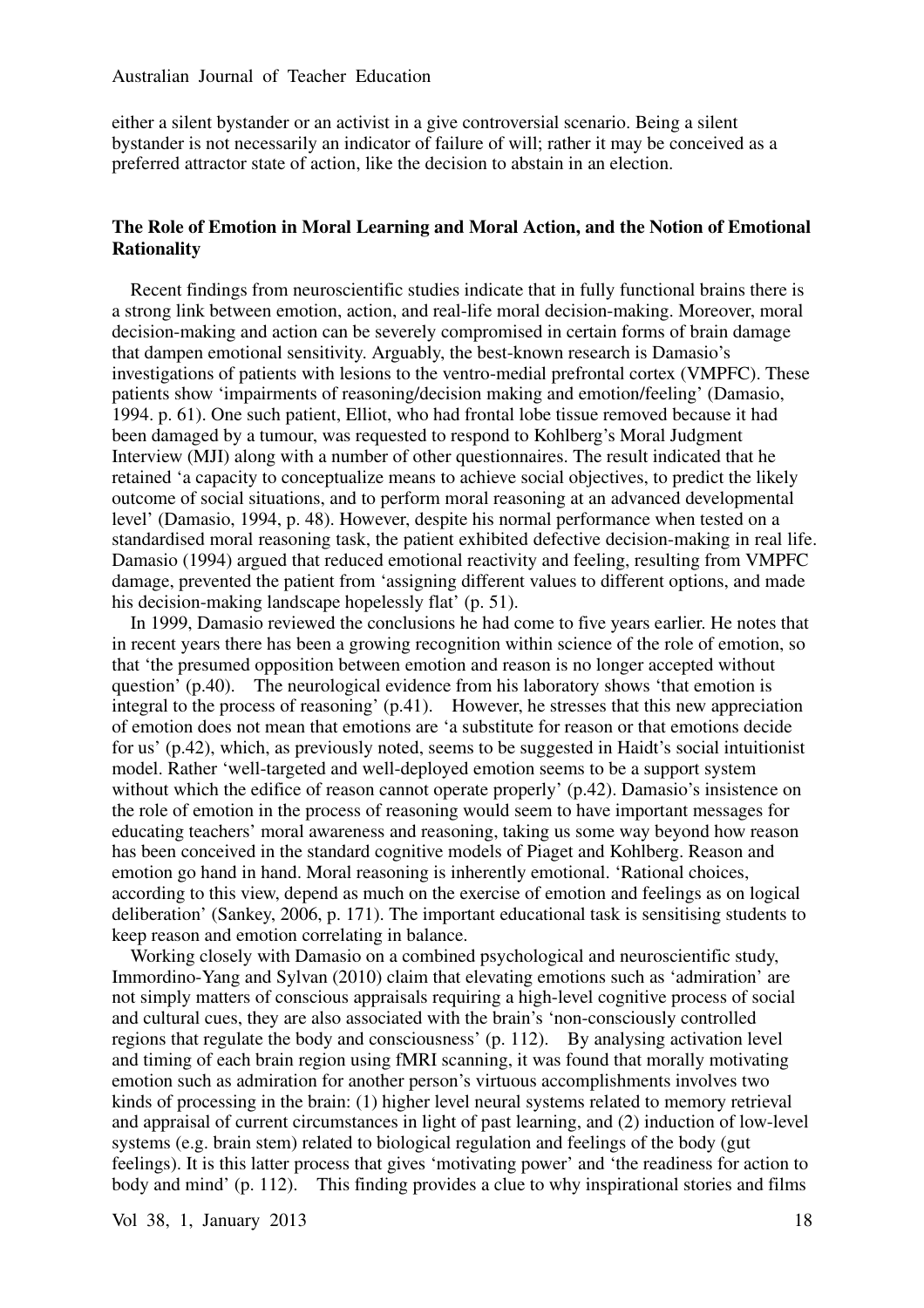either a silent bystander or an activist in a give controversial scenario. Being a silent bystander is not necessarily an indicator of failure of will; rather it may be conceived as a preferred attractor state of action, like the decision to abstain in an election.

## The Role of Emotion in Moral Learning and Moral Action, and the Notion of Emotional Rationality

Recent findings from neuroscientific studies indicate that in fully functional brains there is a strong link between emotion, action, and real-life moral decision-making. Moreover, moral decision-making and action can be severely compromised in certain forms of brain damage that dampen emotional sensitivity. Arguably, the best-known research is Damasio's investigations of patients with lesions to the ventro-medial prefrontal cortex (VMPFC). These patients show 'impairments of reasoning/decision making and emotion/feeling' (Damasio, 1994. p. 61). One such patient, Elliot, who had frontal lobe tissue removed because it had been damaged by a tumour, was requested to respond to Kohlberg's Moral Judgment Interview (MJI) along with a number of other questionnaires. The result indicated that he retained 'a capacity to conceptualize means to achieve social objectives, to predict the likely outcome of social situations, and to perform moral reasoning at an advanced developmental level' (Damasio, 1994, p. 48). However, despite his normal performance when tested on a standardised moral reasoning task, the patient exhibited defective decision-making in real life. Damasio (1994) argued that reduced emotional reactivity and feeling, resulting from VMPFC damage, prevented the patient from 'assigning different values to different options, and made his decision-making landscape hopelessly flat' (p. 51).

In 1999, Damasio reviewed the conclusions he had come to five years earlier. He notes that in recent years there has been a growing recognition within science of the role of emotion, so that 'the presumed opposition between emotion and reason is no longer accepted without question' (p.40). The neurological evidence from his laboratory shows 'that emotion is integral to the process of reasoning' (p.41). However, he stresses that this new appreciation of emotion does not mean that emotions are 'a substitute for reason or that emotions decide for us' (p.42), which, as previously noted, seems to be suggested in Haidt's social intuitionist model. Rather 'well-targeted and well-deployed emotion seems to be a support system without which the edifice of reason cannot operate properly' (p.42). Damasio's insistence on the role of emotion in the process of reasoning would seem to have important messages for educating teachers' moral awareness and reasoning, taking us some way beyond how reason has been conceived in the standard cognitive models of Piaget and Kohlberg. Reason and emotion go hand in hand. Moral reasoning is inherently emotional. 'Rational choices, according to this view, depend as much on the exercise of emotion and feelings as on logical deliberation' (Sankey, 2006, p. 171). The important educational task is sensitising students to keep reason and emotion correlating in balance.

Working closely with Damasio on a combined psychological and neuroscientific study, Immordino-Yang and Sylvan (2010) claim that elevating emotions such as 'admiration' are not simply matters of conscious appraisals requiring a high-level cognitive process of social and cultural cues, they are also associated with the brain's 'non-consciously controlled regions that regulate the body and consciousness' (p. 112). By analysing activation level and timing of each brain region using fMRI scanning, it was found that morally motivating emotion such as admiration for another person's virtuous accomplishments involves two kinds of processing in the brain: (1) higher level neural systems related to memory retrieval and appraisal of current circumstances in light of past learning, and (2) induction of low-level systems (e.g. brain stem) related to biological regulation and feelings of the body (gut feelings). It is this latter process that gives 'motivating power' and 'the readiness for action to body and mind' (p. 112). This finding provides a clue to why inspirational stories and films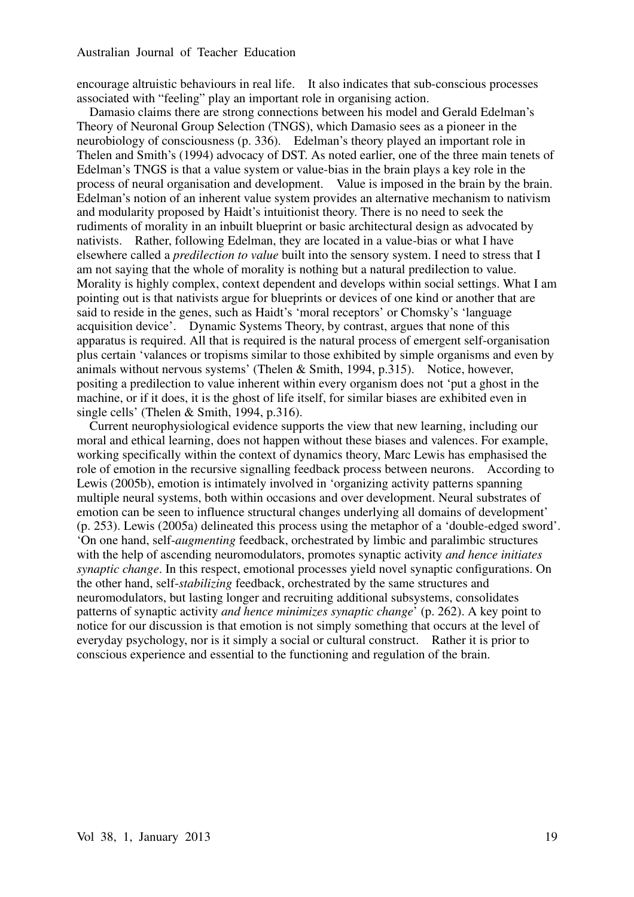encourage altruistic behaviours in real life. It also indicates that sub-conscious processes associated with "feeling" play an important role in organising action.

Damasio claims there are strong connections between his model and Gerald Edelman's Theory of Neuronal Group Selection (TNGS), which Damasio sees as a pioneer in the neurobiology of consciousness (p. 336). Edelman's theory played an important role in Thelen and Smith's (1994) advocacy of DST. As noted earlier, one of the three main tenets of Edelman's TNGS is that a value system or value-bias in the brain plays a key role in the process of neural organisation and development. Value is imposed in the brain by the brain. Edelman's notion of an inherent value system provides an alternative mechanism to nativism and modularity proposed by Haidt's intuitionist theory. There is no need to seek the rudiments of morality in an inbuilt blueprint or basic architectural design as advocated by nativists. Rather, following Edelman, they are located in a value-bias or what I have elsewhere called a *predilection to value* built into the sensory system. I need to stress that I am not saying that the whole of morality is nothing but a natural predilection to value. Morality is highly complex, context dependent and develops within social settings. What I am pointing out is that nativists argue for blueprints or devices of one kind or another that are said to reside in the genes, such as Haidt's 'moral receptors' or Chomsky's 'language acquisition device'. Dynamic Systems Theory, by contrast, argues that none of this apparatus is required. All that is required is the natural process of emergent self-organisation plus certain 'valances or tropisms similar to those exhibited by simple organisms and even by animals without nervous systems' (Thelen & Smith, 1994, p.315). Notice, however, positing a predilection to value inherent within every organism does not 'put a ghost in the machine, or if it does, it is the ghost of life itself, for similar biases are exhibited even in single cells' (Thelen & Smith, 1994, p.316).

Current neurophysiological evidence supports the view that new learning, including our moral and ethical learning, does not happen without these biases and valences. For example, working specifically within the context of dynamics theory, Marc Lewis has emphasised the role of emotion in the recursive signalling feedback process between neurons. According to Lewis (2005b), emotion is intimately involved in 'organizing activity patterns spanning multiple neural systems, both within occasions and over development. Neural substrates of emotion can be seen to influence structural changes underlying all domains of development' (p. 253). Lewis (2005a) delineated this process using the metaphor of a 'double-edged sword'. 'On one hand, self-*augmenting* feedback, orchestrated by limbic and paralimbic structures with the help of ascending neuromodulators, promotes synaptic activity *and hence initiates synaptic change*. In this respect, emotional processes yield novel synaptic configurations. On the other hand, self-*stabilizing* feedback, orchestrated by the same structures and neuromodulators, but lasting longer and recruiting additional subsystems, consolidates patterns of synaptic activity *and hence minimizes synaptic change*' (p. 262). A key point to notice for our discussion is that emotion is not simply something that occurs at the level of everyday psychology, nor is it simply a social or cultural construct. Rather it is prior to conscious experience and essential to the functioning and regulation of the brain.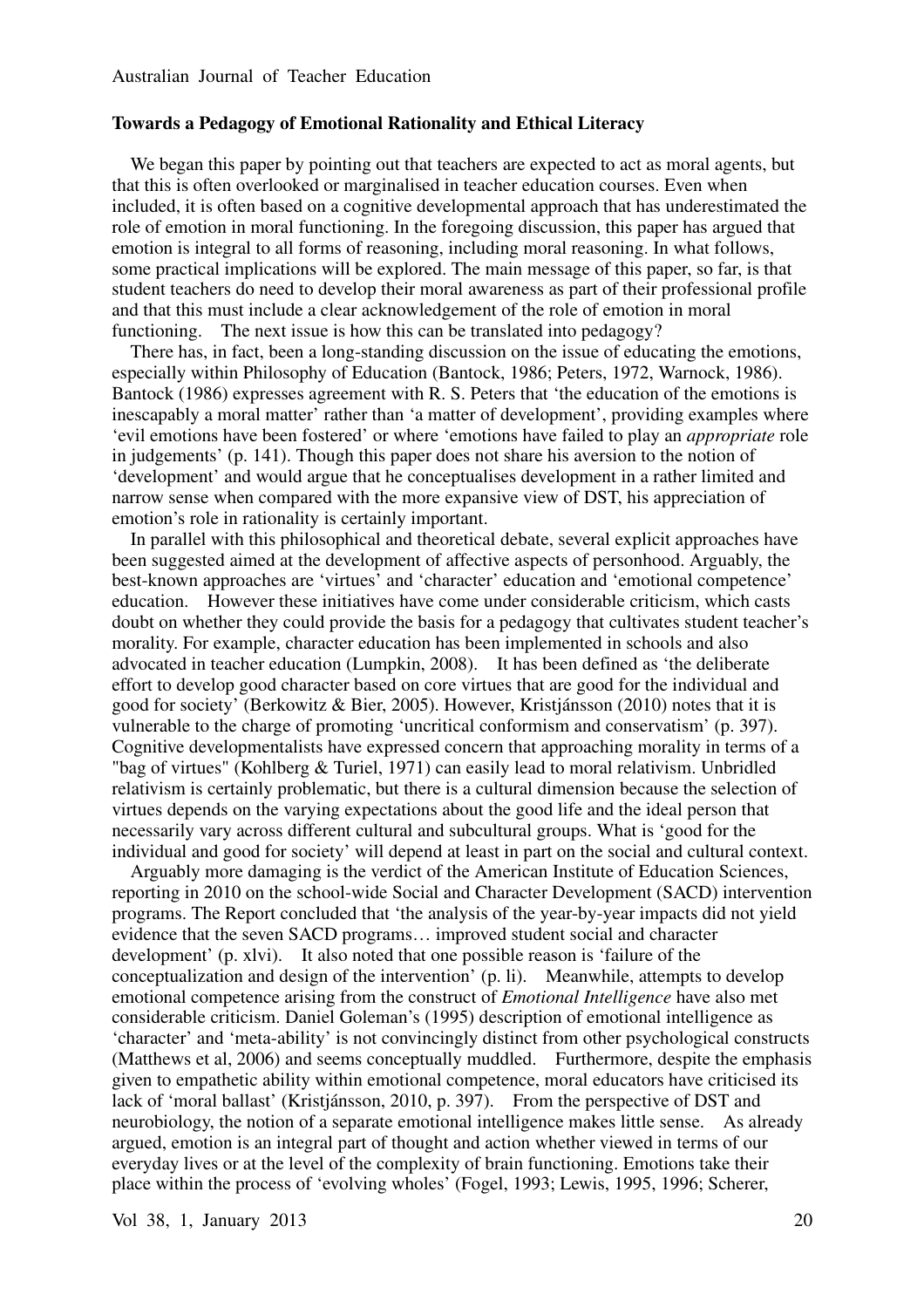### Towards a Pedagogy of Emotional Rationality and Ethical Literacy

We began this paper by pointing out that teachers are expected to act as moral agents, but that this is often overlooked or marginalised in teacher education courses. Even when included, it is often based on a cognitive developmental approach that has underestimated the role of emotion in moral functioning. In the foregoing discussion, this paper has argued that emotion is integral to all forms of reasoning, including moral reasoning. In what follows, some practical implications will be explored. The main message of this paper, so far, is that student teachers do need to develop their moral awareness as part of their professional profile and that this must include a clear acknowledgement of the role of emotion in moral functioning. The next issue is how this can be translated into pedagogy?

There has, in fact, been a long-standing discussion on the issue of educating the emotions, especially within Philosophy of Education (Bantock, 1986; Peters, 1972, Warnock, 1986). Bantock (1986) expresses agreement with R. S. Peters that 'the education of the emotions is inescapably a moral matter' rather than 'a matter of development', providing examples where 'evil emotions have been fostered' or where 'emotions have failed to play an *appropriate* role in judgements' (p. 141). Though this paper does not share his aversion to the notion of 'development' and would argue that he conceptualises development in a rather limited and narrow sense when compared with the more expansive view of DST, his appreciation of emotion's role in rationality is certainly important.

In parallel with this philosophical and theoretical debate, several explicit approaches have been suggested aimed at the development of affective aspects of personhood. Arguably, the best-known approaches are 'virtues' and 'character' education and 'emotional competence' education. However these initiatives have come under considerable criticism, which casts doubt on whether they could provide the basis for a pedagogy that cultivates student teacher's morality. For example, character education has been implemented in schools and also advocated in teacher education (Lumpkin, 2008). It has been defined as 'the deliberate effort to develop good character based on core virtues that are good for the individual and good for society' (Berkowitz & Bier, 2005). However, Kristjánsson (2010) notes that it is vulnerable to the charge of promoting 'uncritical conformism and conservatism' (p. 397). Cognitive developmentalists have expressed concern that approaching morality in terms of a "bag of virtues" (Kohlberg & Turiel, 1971) can easily lead to moral relativism. Unbridled relativism is certainly problematic, but there is a cultural dimension because the selection of virtues depends on the varying expectations about the good life and the ideal person that necessarily vary across different cultural and subcultural groups. What is 'good for the individual and good for society' will depend at least in part on the social and cultural context.

Arguably more damaging is the verdict of the American Institute of Education Sciences, reporting in 2010 on the school-wide Social and Character Development (SACD) intervention programs. The Report concluded that 'the analysis of the year-by-year impacts did not yield evidence that the seven SACD programs… improved student social and character development' (p. xlvi). It also noted that one possible reason is 'failure of the conceptualization and design of the intervention' (p. li). Meanwhile, attempts to develop emotional competence arising from the construct of *Emotional Intelligence* have also met considerable criticism. Daniel Goleman's (1995) description of emotional intelligence as 'character' and 'meta-ability' is not convincingly distinct from other psychological constructs (Matthews et al, 2006) and seems conceptually muddled. Furthermore, despite the emphasis given to empathetic ability within emotional competence, moral educators have criticised its lack of 'moral ballast' (Kristjánsson, 2010, p. 397). From the perspective of DST and neurobiology, the notion of a separate emotional intelligence makes little sense. As already argued, emotion is an integral part of thought and action whether viewed in terms of our everyday lives or at the level of the complexity of brain functioning. Emotions take their place within the process of 'evolving wholes' (Fogel, 1993; Lewis, 1995, 1996; Scherer,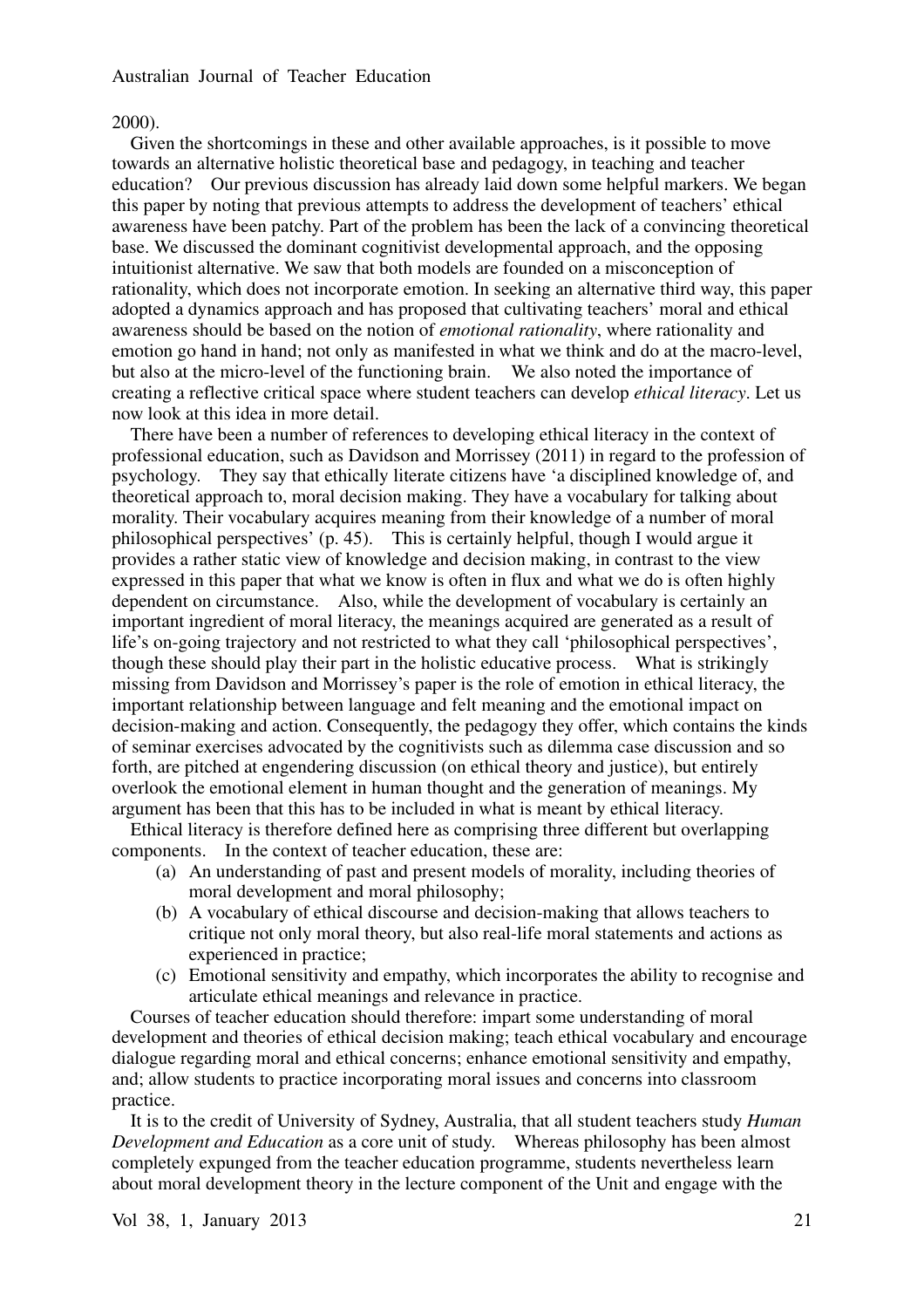2000).

Given the shortcomings in these and other available approaches, is it possible to move towards an alternative holistic theoretical base and pedagogy, in teaching and teacher education? Our previous discussion has already laid down some helpful markers. We began this paper by noting that previous attempts to address the development of teachers' ethical awareness have been patchy. Part of the problem has been the lack of a convincing theoretical base. We discussed the dominant cognitivist developmental approach, and the opposing intuitionist alternative. We saw that both models are founded on a misconception of rationality, which does not incorporate emotion. In seeking an alternative third way, this paper adopted a dynamics approach and has proposed that cultivating teachers' moral and ethical awareness should be based on the notion of *emotional rationality*, where rationality and emotion go hand in hand; not only as manifested in what we think and do at the macro-level, but also at the micro-level of the functioning brain. We also noted the importance of creating a reflective critical space where student teachers can develop *ethical literacy*. Let us now look at this idea in more detail.

There have been a number of references to developing ethical literacy in the context of professional education, such as Davidson and Morrissey (2011) in regard to the profession of psychology. They say that ethically literate citizens have 'a disciplined knowledge of, and theoretical approach to, moral decision making. They have a vocabulary for talking about morality. Their vocabulary acquires meaning from their knowledge of a number of moral philosophical perspectives' (p. 45). This is certainly helpful, though I would argue it provides a rather static view of knowledge and decision making, in contrast to the view expressed in this paper that what we know is often in flux and what we do is often highly dependent on circumstance. Also, while the development of vocabulary is certainly an important ingredient of moral literacy, the meanings acquired are generated as a result of life's on-going trajectory and not restricted to what they call 'philosophical perspectives', though these should play their part in the holistic educative process. What is strikingly missing from Davidson and Morrissey's paper is the role of emotion in ethical literacy, the important relationship between language and felt meaning and the emotional impact on decision-making and action. Consequently, the pedagogy they offer, which contains the kinds of seminar exercises advocated by the cognitivists such as dilemma case discussion and so forth, are pitched at engendering discussion (on ethical theory and justice), but entirely overlook the emotional element in human thought and the generation of meanings. My argument has been that this has to be included in what is meant by ethical literacy.

Ethical literacy is therefore defined here as comprising three different but overlapping components. In the context of teacher education, these are:

(a) An understanding of past and present models of morality, including theories of moral development and moral philosophy;

(b) A vocabulary of ethical discourse and decision-making that allows teachers to critique not only moral theory, but also real-life moral statements and actions as experienced in practice;

(c) Emotional sensitivity and empathy, which incorporates the ability to recognise and articulate ethical meanings and relevance in practice.

Courses of teacher education should therefore: impart some understanding of moral development and theories of ethical decision making; teach ethical vocabulary and encourage dialogue regarding moral and ethical concerns; enhance emotional sensitivity and empathy, and; allow students to practice incorporating moral issues and concerns into classroom practice.

It is to the credit of University of Sydney, Australia, that all student teachers study *Human Development and Education* as a core unit of study. Whereas philosophy has been almost completely expunged from the teacher education programme, students nevertheless learn about moral development theory in the lecture component of the Unit and engage with the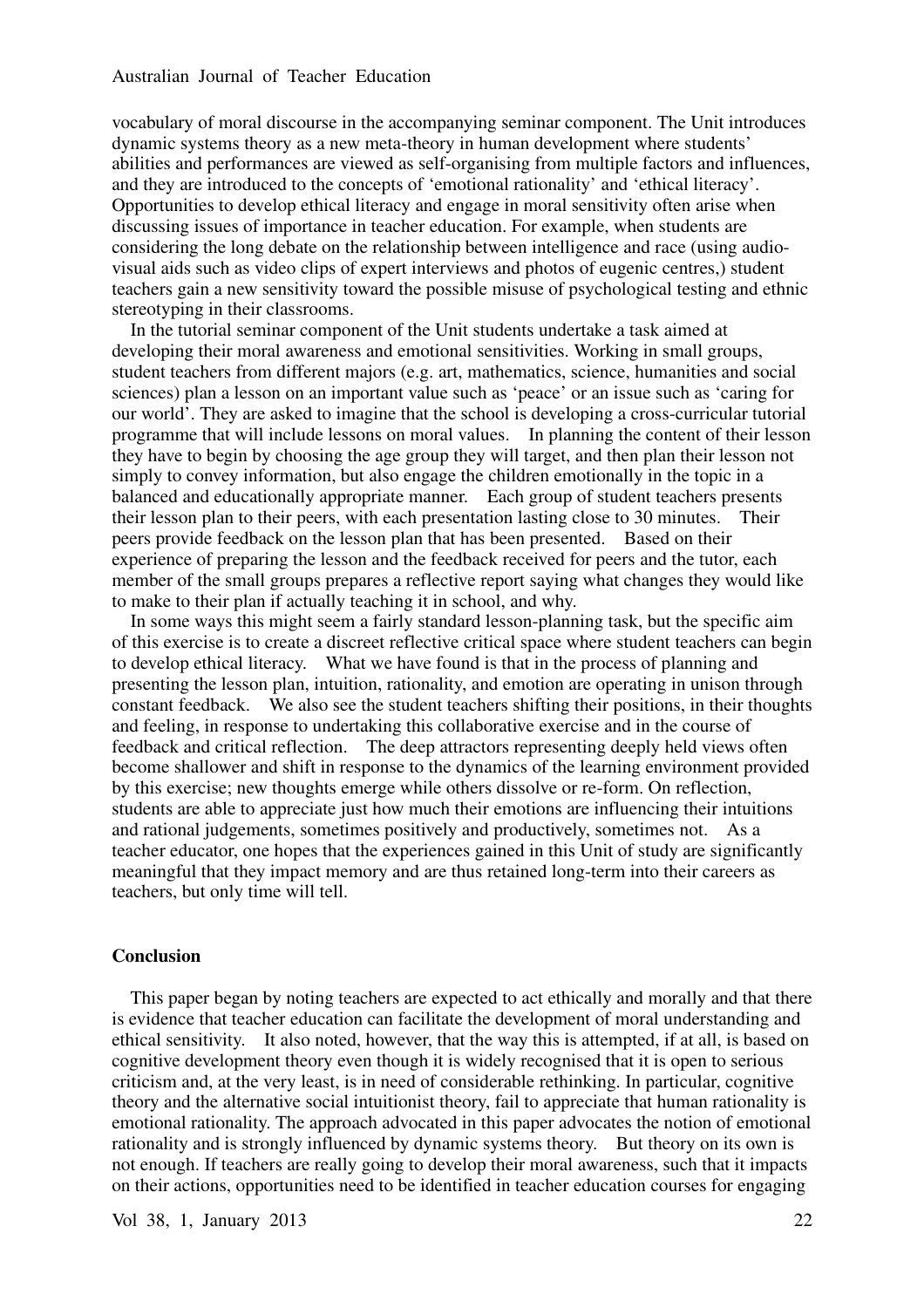vocabulary of moral discourse in the accompanying seminar component. The Unit introduces dynamic systems theory as a new meta-theory in human development where students' abilities and performances are viewed as self-organising from multiple factors and influences, and they are introduced to the concepts of 'emotional rationality' and 'ethical literacy'. Opportunities to develop ethical literacy and engage in moral sensitivity often arise when discussing issues of importance in teacher education. For example, when students are considering the long debate on the relationship between intelligence and race (using audio-visual aids such as video clips of expert interviews and photos of eugenic centres,) student teachers gain a new sensitivity toward the possible misuse of psychological testing and ethnic stereotyping in their classrooms.

In the tutorial seminar component of the Unit students undertake a task aimed at developing their moral awareness and emotional sensitivities. Working in small groups, student teachers from different majors (e.g. art, mathematics, science, humanities and social sciences) plan a lesson on an important value such as 'peace' or an issue such as 'caring for our world'. They are asked to imagine that the school is developing a cross-curricular tutorial programme that will include lessons on moral values. In planning the content of their lesson they have to begin by choosing the age group they will target, and then plan their lesson not simply to convey information, but also engage the children emotionally in the topic in a balanced and educationally appropriate manner. Each group of student teachers presents their lesson plan to their peers, with each presentation lasting close to 30 minutes. Their peers provide feedback on the lesson plan that has been presented. Based on their experience of preparing the lesson and the feedback received for peers and the tutor, each member of the small groups prepares a reflective report saying what changes they would like to make to their plan if actually teaching it in school, and why.

In some ways this might seem a fairly standard lesson-planning task, but the specific aim of this exercise is to create a discreet reflective critical space where student teachers can begin to develop ethical literacy. What we have found is that in the process of planning and presenting the lesson plan, intuition, rationality, and emotion are operating in unison through constant feedback. We also see the student teachers shifting their positions, in their thoughts and feeling, in response to undertaking this collaborative exercise and in the course of feedback and critical reflection. The deep attractors representing deeply held views often become shallower and shift in response to the dynamics of the learning environment provided by this exercise; new thoughts emerge while others dissolve or re-form. On reflection, students are able to appreciate just how much their emotions are influencing their intuitions and rational judgements, sometimes positively and productively, sometimes not. As a teacher educator, one hopes that the experiences gained in this Unit of study are significantly meaningful that they impact memory and are thus retained long-term into their careers as teachers, but only time will tell.

## Conclusion

This paper began by noting teachers are expected to act ethically and morally and that there is evidence that teacher education can facilitate the development of moral understanding and ethical sensitivity. It also noted, however, that the way this is attempted, if at all, is based on cognitive development theory even though it is widely recognised that it is open to serious criticism and, at the very least, is in need of considerable rethinking. In particular, cognitive theory and the alternative social intuitionist theory, fail to appreciate that human rationality is emotional rationality. The approach advocated in this paper advocates the notion of emotional rationality and is strongly influenced by dynamic systems theory. But theory on its own is not enough. If teachers are really going to develop their moral awareness, such that it impacts on their actions, opportunities need to be identified in teacher education courses for engaging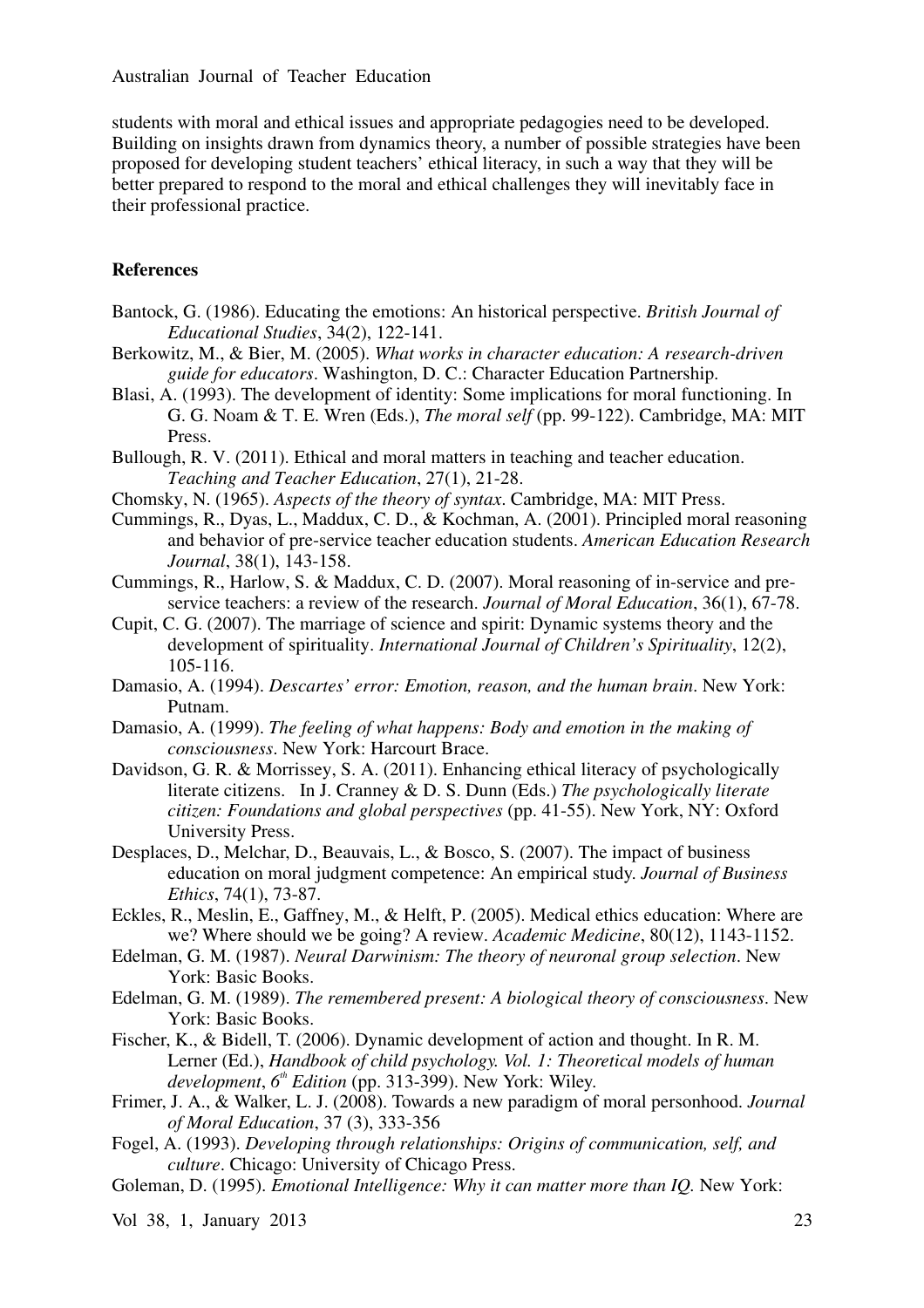students with moral and ethical issues and appropriate pedagogies need to be developed. Building on insights drawn from dynamics theory, a number of possible strategies have been proposed for developing student teachers' ethical literacy, in such a way that they will be better prepared to respond to the moral and ethical challenges they will inevitably face in their professional practice.

**References**

Bantock, G. (1986). Educating the emotions: An historical perspective. *British Journal of Educational Studies*, 34(2), 122-141.

Berkowitz, M., & Bier, M. (2005). *What works in character education: A research-driven guide for educators*. Washington, D. C.: Character Education Partnership.

Blasi, A. (1993). The development of identity: Some implications for moral functioning. In G. G. Noam & T. E. Wren (Eds.), *The moral self* (pp. 99-122). Cambridge, MA: MIT Press.

Bullough, R. V. (2011). Ethical and moral matters in teaching and teacher education. *Teaching and Teacher Education*, 27(1), 21-28.

Chomsky, N. (1965). *Aspects of the theory of syntax*. Cambridge, MA: MIT Press.

Cummings, R., Dyas, L., Maddux, C. D., & Kochman, A. (2001). Principled moral reasoning and behavior of pre-service teacher education students. *American Education Research Journal*, 38(1), 143-158.

Cummings, R., Harlow, S. & Maddux, C. D. (2007). Moral reasoning of in-service and pre-service teachers: a review of the research. *Journal of Moral Education*, 36(1), 67-78.

Cupit, C. G. (2007). The marriage of science and spirit: Dynamic systems theory and the development of spirituality. *International Journal of Children's Spirituality*, 12(2), 105-116.

Damasio, A. (1994). *Descartes' error: Emotion, reason, and the human brain*. New York: Putnam.

Damasio, A. (1999). *The feeling of what happens: Body and emotion in the making of consciousness*. New York: Harcourt Brace.

Davidson, G. R. & Morrissey, S. A. (2011). Enhancing ethical literacy of psychologically literate citizens. In J. Cranney & D. S. Dunn (Eds.) *The psychologically literate citizen: Foundations and global perspectives* (pp. 41-55). New York, NY: Oxford University Press.

Desplaces, D., Melchar, D., Beauvais, L., & Bosco, S. (2007). The impact of business education on moral judgment competence: An empirical study. *Journal of Business Ethics*, 74(1), 73-87.

Eckles, R., Meslin, E., Gaffney, M., & Helft, P. (2005). Medical ethics education: Where are we? Where should we be going? A review. *Academic Medicine*, 80(12), 1143-1152.

Edelman, G. M. (1987). *Neural Darwinism: The theory of neuronal group selection*. New York: Basic Books.

Edelman, G. M. (1989). *The remembered present: A biological theory of consciousness*. New York: Basic Books.

Fischer, K., & Bidell, T. (2006). Dynamic development of action and thought. In R. M. Lerner (Ed.), *Handbook of child psychology. Vol. 1: Theoretical models of human development*, *6th Edition* (pp. 313-399). New York: Wiley.

Frimer, J. A., & Walker, L. J. (2008). Towards a new paradigm of moral personhood. *Journal of Moral Education*, 37 (3), 333-356

Fogel, A. (1993). *Developing through relationships: Origins of communication, self, and culture*. Chicago: University of Chicago Press.

Goleman, D. (1995). *Emotional Intelligence: Why it can matter more than IQ*. New York: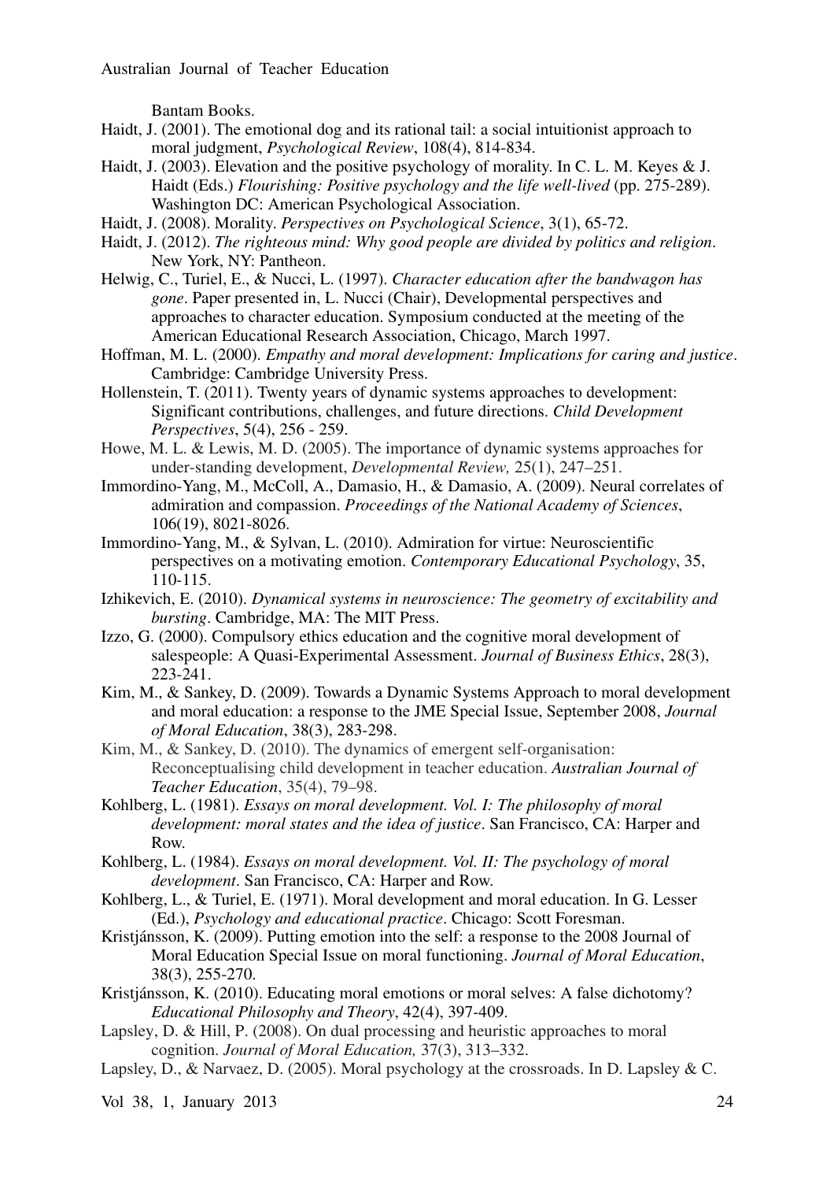Bantam Books.

Haidt, J. (2001). The emotional dog and its rational tail: a social intuitionist approach to moral judgment, *Psychological Review*, 108(4), 814-834.

Haidt, J. (2003). Elevation and the positive psychology of morality. In C. L. M. Keyes & J. Haidt (Eds.) *Flourishing: Positive psychology and the life well-lived* (pp. 275-289). Washington DC: American Psychological Association.

Haidt, J. (2008). Morality. *Perspectives on Psychological Science*, 3(1), 65-72.

Haidt, J. (2012). *The righteous mind: Why good people are divided by politics and religion*. New York, NY: Pantheon.

Helwig, C., Turiel, E., & Nucci, L. (1997). *Character education after the bandwagon has gone*. Paper presented in, L. Nucci (Chair), Developmental perspectives and approaches to character education. Symposium conducted at the meeting of the American Educational Research Association, Chicago, March 1997.

Hoffman, M. L. (2000). *Empathy and moral development: Implications for caring and justice*. Cambridge: Cambridge University Press.

Hollenstein, T. (2011). Twenty years of dynamic systems approaches to development: Significant contributions, challenges, and future directions. *Child Development Perspectives*, 5(4), 256 - 259.

Howe, M. L. & Lewis, M. D. (2005). The importance of dynamic systems approaches for under-standing development, *Developmental Review,* 25(1), 247–251.

Immordino-Yang, M., McColl, A., Damasio, H., & Damasio, A. (2009). Neural correlates of admiration and compassion. *Proceedings of the National Academy of Sciences*, 106(19), 8021-8026.

Immordino-Yang, M., & Sylvan, L. (2010). Admiration for virtue: Neuroscientific perspectives on a motivating emotion. *Contemporary Educational Psychology*, 35, 110-115.

Izhikevich, E. (2010). *Dynamical systems in neuroscience: The geometry of excitability and bursting*. Cambridge, MA: The MIT Press.

Izzo, G. (2000). Compulsory ethics education and the cognitive moral development of salespeople: A Quasi-Experimental Assessment. *Journal of Business Ethics*, 28(3), 223-241.

Kim, M., & Sankey, D. (2009). Towards a Dynamic Systems Approach to moral development and moral education: a response to the JME Special Issue, September 2008, *Journal of Moral Education*, 38(3), 283-298.

Kim, M., & Sankey, D. (2010). The dynamics of emergent self-organisation: Reconceptualising child development in teacher education. *Australian Journal of Teacher Education*, 35(4), 79–98.

Kohlberg, L. (1981). *Essays on moral development. Vol. I: The philosophy of moral development: moral states and the idea of justice*. San Francisco, CA: Harper and Row.

Kohlberg, L. (1984). *Essays on moral development. Vol. II: The psychology of moral development*. San Francisco, CA: Harper and Row.

Kohlberg, L., & Turiel, E. (1971). Moral development and moral education. In G. Lesser (Ed.), *Psychology and educational practice*. Chicago: Scott Foresman.

Kristjánsson, K. (2009). Putting emotion into the self: a response to the 2008 Journal of Moral Education Special Issue on moral functioning. *Journal of Moral Education*, 38(3), 255-270.

Kristjánsson, K. (2010). Educating moral emotions or moral selves: A false dichotomy? *Educational Philosophy and Theory*, 42(4), 397-409.

Lapsley, D. & Hill, P. (2008). On dual processing and heuristic approaches to moral cognition. *Journal of Moral Education,* 37(3), 313–332.

Lapsley, D., & Narvaez, D. (2005). Moral psychology at the crossroads. In D. Lapsley & C.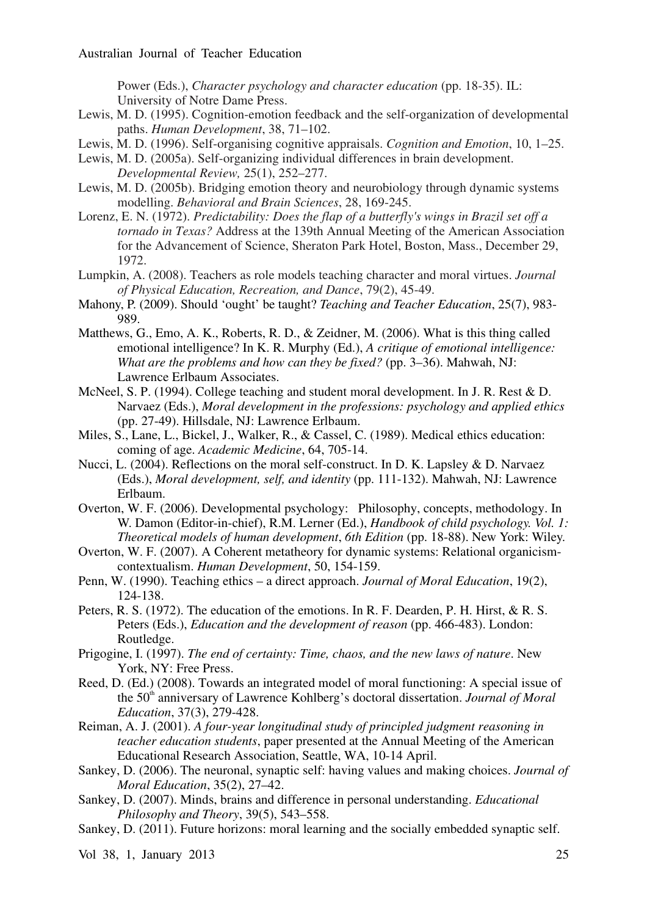Power (Eds.), *Character psychology and character education* (pp. 18-35). IL: University of Notre Dame Press.

Lewis, M. D. (1995). Cognition-emotion feedback and the self-organization of developmental paths. *Human Development*, 38, 71–102.

Lewis, M. D. (1996). Self-organising cognitive appraisals. *Cognition and Emotion*, 10, 1–25.

Lewis, M. D. (2005a). Self-organizing individual differences in brain development. *Developmental Review,* 25(1), 252–277.

Lewis, M. D. (2005b). Bridging emotion theory and neurobiology through dynamic systems modelling. *Behavioral and Brain Sciences*, 28, 169-245.

Lorenz, E. N. (1972). *Predictability: Does the flap of a butterfly's wings in Brazil set off a tornado in Texas?* Address at the 139th Annual Meeting of the American Association for the Advancement of Science, Sheraton Park Hotel, Boston, Mass., December 29, 1972.

Lumpkin, A. (2008). Teachers as role models teaching character and moral virtues. *Journal of Physical Education, Recreation, and Dance*, 79(2), 45-49.

Mahony, P. (2009). Should 'ought' be taught? *Teaching and Teacher Education*, 25(7), 983-989.

Matthews, G., Emo, A. K., Roberts, R. D., & Zeidner, M. (2006). What is this thing called emotional intelligence? In K. R. Murphy (Ed.), *A critique of emotional intelligence: What are the problems and how can they be fixed?* (pp. 3–36). Mahwah, NJ: Lawrence Erlbaum Associates.

McNeel, S. P. (1994). College teaching and student moral development. In J. R. Rest & D. Narvaez (Eds.), *Moral development in the professions: psychology and applied ethics* (pp. 27-49). Hillsdale, NJ: Lawrence Erlbaum.

Miles, S., Lane, L., Bickel, J., Walker, R., & Cassel, C. (1989). Medical ethics education: coming of age. *Academic Medicine*, 64, 705-14.

Nucci, L. (2004). Reflections on the moral self-construct. In D. K. Lapsley & D. Narvaez (Eds.), *Moral development, self, and identity* (pp. 111-132). Mahwah, NJ: Lawrence Erlbaum.

Overton, W. F. (2006). Developmental psychology: Philosophy, concepts, methodology. In W. Damon (Editor-in-chief), R.M. Lerner (Ed.), *Handbook of child psychology. Vol. 1: Theoretical models of human development*, *6th Edition* (pp. 18-88). New York: Wiley.

Overton, W. F. (2007). A Coherent metatheory for dynamic systems: Relational organicism-contextualism. *Human Development*, 50, 154-159.

Penn, W. (1990). Teaching ethics – a direct approach. *Journal of Moral Education*, 19(2), 124-138.

Peters, R. S. (1972). The education of the emotions. In R. F. Dearden, P. H. Hirst, & R. S. Peters (Eds.), *Education and the development of reason* (pp. 466-483). London: Routledge.

Prigogine, I. (1997). *The end of certainty: Time, chaos, and the new laws of nature*. New York, NY: Free Press.

Reed, D. (Ed.) (2008). Towards an integrated model of moral functioning: A special issue of the 50th anniversary of Lawrence Kohlberg's doctoral dissertation. *Journal of Moral Education*, 37(3), 279-428.

Reiman, A. J. (2001). *A four-year longitudinal study of principled judgment reasoning in teacher education students*, paper presented at the Annual Meeting of the American Educational Research Association, Seattle, WA, 10-14 April.

Sankey, D. (2006). The neuronal, synaptic self: having values and making choices. *Journal of Moral Education*, 35(2), 27–42.

Sankey, D. (2007). Minds, brains and difference in personal understanding. *Educational Philosophy and Theory*, 39(5), 543–558.

Sankey, D. (2011). Future horizons: moral learning and the socially embedded synaptic self.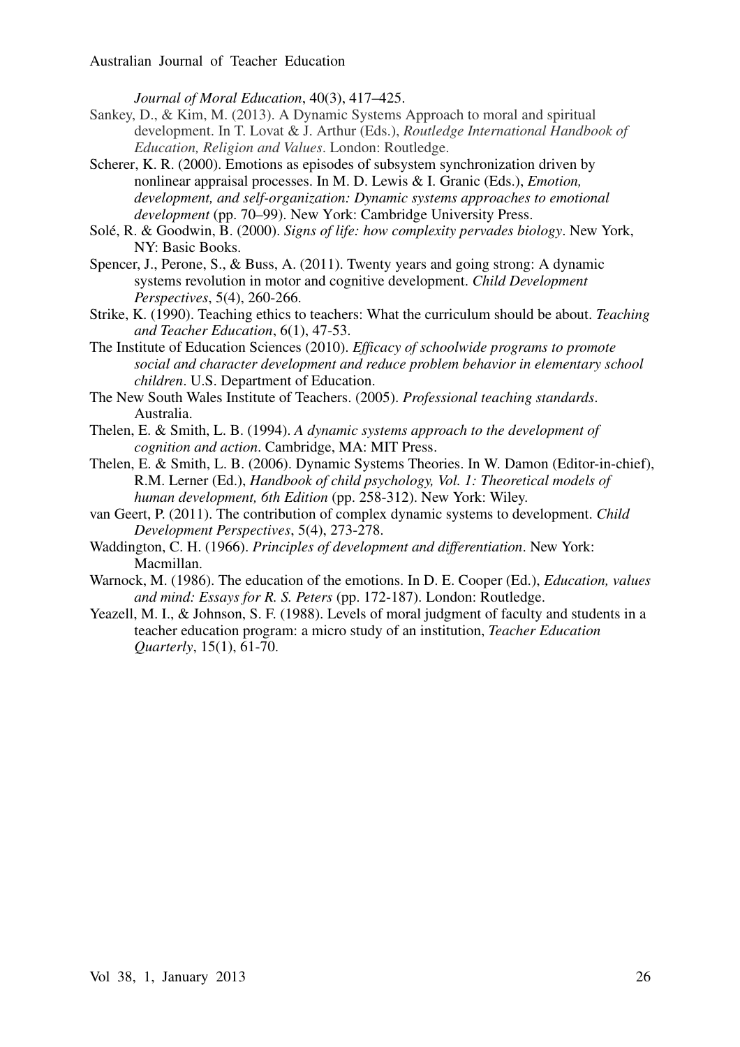*Journal of Moral Education*, 40(3), 417–425.

Sankey, D., & Kim, M. (2013). A Dynamic Systems Approach to moral and spiritual development. In T. Lovat & J. Arthur (Eds.), *Routledge International Handbook of Education, Religion and Values*. London: Routledge.

Scherer, K. R. (2000). Emotions as episodes of subsystem synchronization driven by nonlinear appraisal processes. In M. D. Lewis & I. Granic (Eds.), *Emotion, development, and self-organization: Dynamic systems approaches to emotional development* (pp. 70–99). New York: Cambridge University Press.

Solé, R. & Goodwin, B. (2000). *Signs of life: how complexity pervades biology*. New York, NY: Basic Books.

Spencer, J., Perone, S., & Buss, A. (2011). Twenty years and going strong: A dynamic systems revolution in motor and cognitive development. *Child Development Perspectives*, 5(4), 260-266.

Strike, K. (1990). Teaching ethics to teachers: What the curriculum should be about. *Teaching and Teacher Education*, 6(1), 47-53.

The Institute of Education Sciences (2010). *Efficacy of schoolwide programs to promote social and character development and reduce problem behavior in elementary school children*. U.S. Department of Education.

The New South Wales Institute of Teachers. (2005). *Professional teaching standards*. Australia.

Thelen, E. & Smith, L. B. (1994). *A dynamic systems approach to the development of cognition and action*. Cambridge, MA: MIT Press.

Thelen, E. & Smith, L. B. (2006). Dynamic Systems Theories. In W. Damon (Editor-in-chief), R.M. Lerner (Ed.), *Handbook of child psychology, Vol. 1: Theoretical models of human development, 6th Edition* (pp. 258-312). New York: Wiley.

van Geert, P. (2011). The contribution of complex dynamic systems to development. *Child Development Perspectives*, 5(4), 273-278.

Waddington, C. H. (1966). *Principles of development and differentiation*. New York: Macmillan.

Warnock, M. (1986). The education of the emotions. In D. E. Cooper (Ed.), *Education, values and mind: Essays for R. S. Peters* (pp. 172-187). London: Routledge.

Yeazell, M. I., & Johnson, S. F. (1988). Levels of moral judgment of faculty and students in a teacher education program: a micro study of an institution, *Teacher Education Quarterly*, 15(1), 61-70.